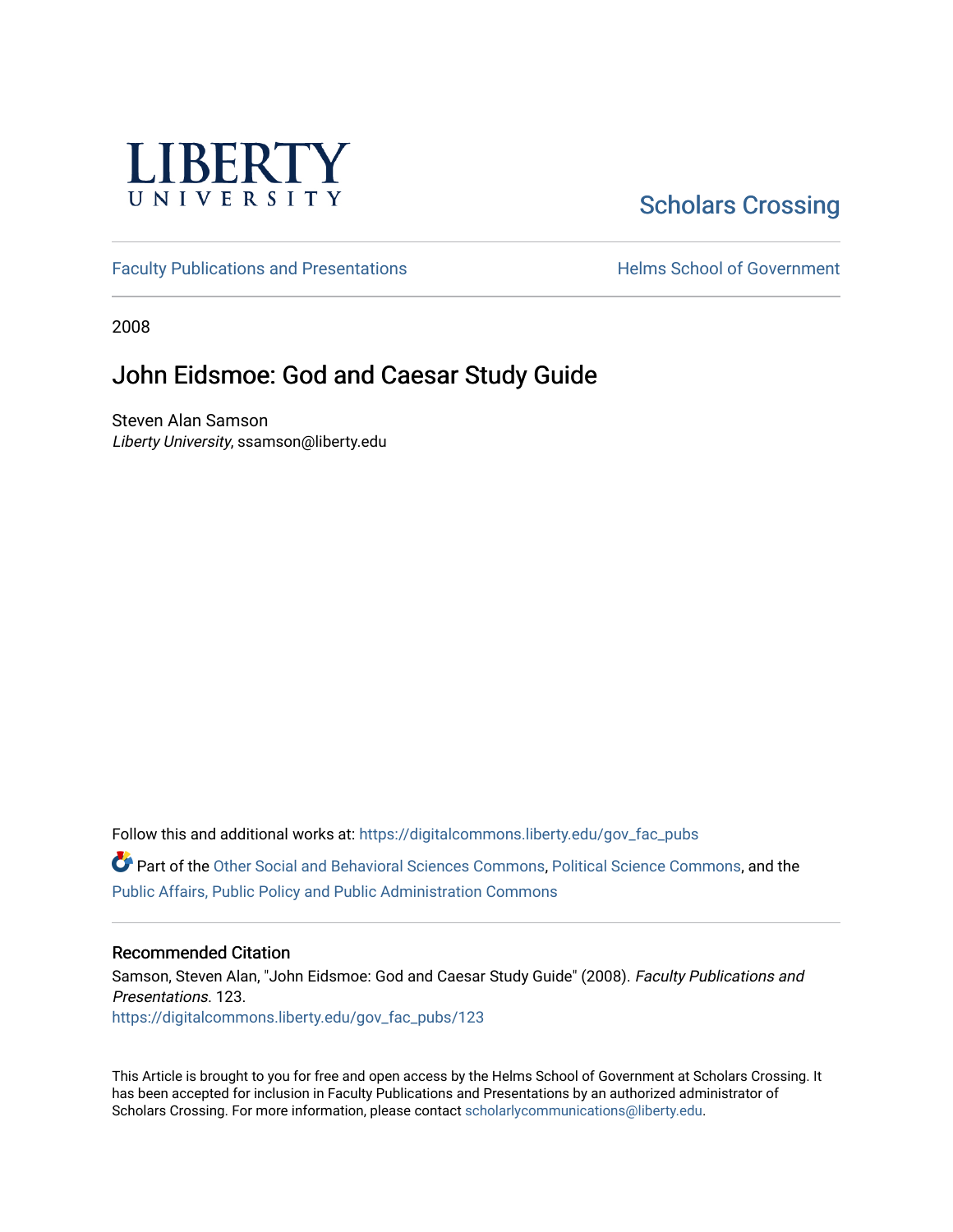LIBERTY UNIVERSITY

Scholars Crossing

Faculty Publications and Presentations

Helms School of Government

2008

# John Eidsmoe: God and Caesar Study Guide

Steven Alan Samson
*Liberty University*, ssamson@liberty.edu

Follow this and additional works at: https://digitalcommons.liberty.edu/gov_fac_pubs

Part of the Other Social and Behavioral Sciences Commons, Political Science Commons, and the Public Affairs, Public Policy and Public Administration Commons

## Recommended Citation

Samson, Steven Alan, "John Eidsmoe: God and Caesar Study Guide" (2008). *Faculty Publications and Presentations*. 123.
https://digitalcommons.liberty.edu/gov_fac_pubs/123

This Article is brought to you for free and open access by the Helms School of Government at Scholars Crossing. It has been accepted for inclusion in Faculty Publications and Presentations by an authorized administrator of Scholars Crossing. For more information, please contact scholarlycommunications@liberty.edu.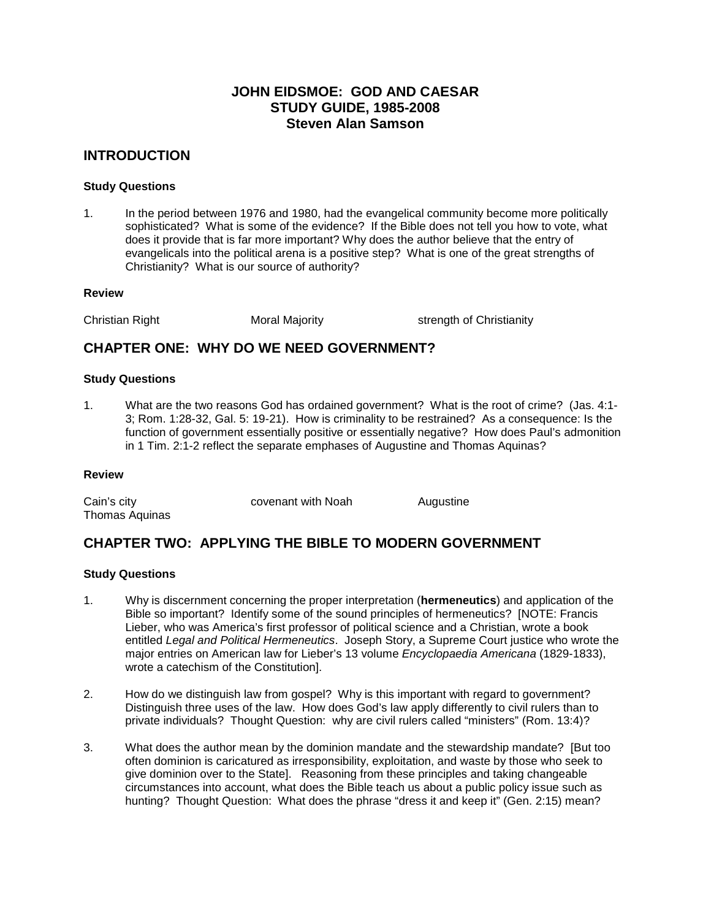# JOHN EIDSMOE: GOD AND CAESAR
# STUDY GUIDE, 1985-2008
# Steven Alan Samson

## INTRODUCTION

### Study Questions

1. In the period between 1976 and 1980, had the evangelical community become more politically sophisticated? What is some of the evidence? If the Bible does not tell you how to vote, what does it provide that is far more important? Why does the author believe that the entry of evangelicals into the political arena is a positive step? What is one of the great strengths of Christianity? What is our source of authority?

### Review

Christian Right
Moral Majority
strength of Christianity

## CHAPTER ONE: WHY DO WE NEED GOVERNMENT?

### Study Questions

1. What are the two reasons God has ordained government? What is the root of crime? (Jas. 4:1-3; Rom. 1:28-32, Gal. 5: 19-21). How is criminality to be restrained? As a consequence: Is the function of government essentially positive or essentially negative? How does Paul's admonition in 1 Tim. 2:1-2 reflect the separate emphases of Augustine and Thomas Aquinas?

### Review

Cain's city
covenant with Noah
Augustine
Thomas Aquinas

## CHAPTER TWO: APPLYING THE BIBLE TO MODERN GOVERNMENT

### Study Questions

1. Why is discernment concerning the proper interpretation (**hermeneutics**) and application of the Bible so important? Identify some of the sound principles of hermeneutics? [NOTE: Francis Lieber, who was America's first professor of political science and a Christian, wrote a book entitled *Legal and Political Hermeneutics*. Joseph Story, a Supreme Court justice who wrote the major entries on American law for Lieber's 13 volume *Encyclopaedia Americana* (1829-1833), wrote a catechism of the Constitution].

2. How do we distinguish law from gospel? Why is this important with regard to government? Distinguish three uses of the law. How does God's law apply differently to civil rulers than to private individuals? Thought Question: why are civil rulers called "ministers" (Rom. 13:4)?

3. What does the author mean by the dominion mandate and the stewardship mandate? [But too often dominion is caricatured as irresponsibility, exploitation, and waste by those who seek to give dominion over to the State]. Reasoning from these principles and taking changeable circumstances into account, what does the Bible teach us about a public policy issue such as hunting? Thought Question: What does the phrase "dress it and keep it" (Gen. 2:15) mean?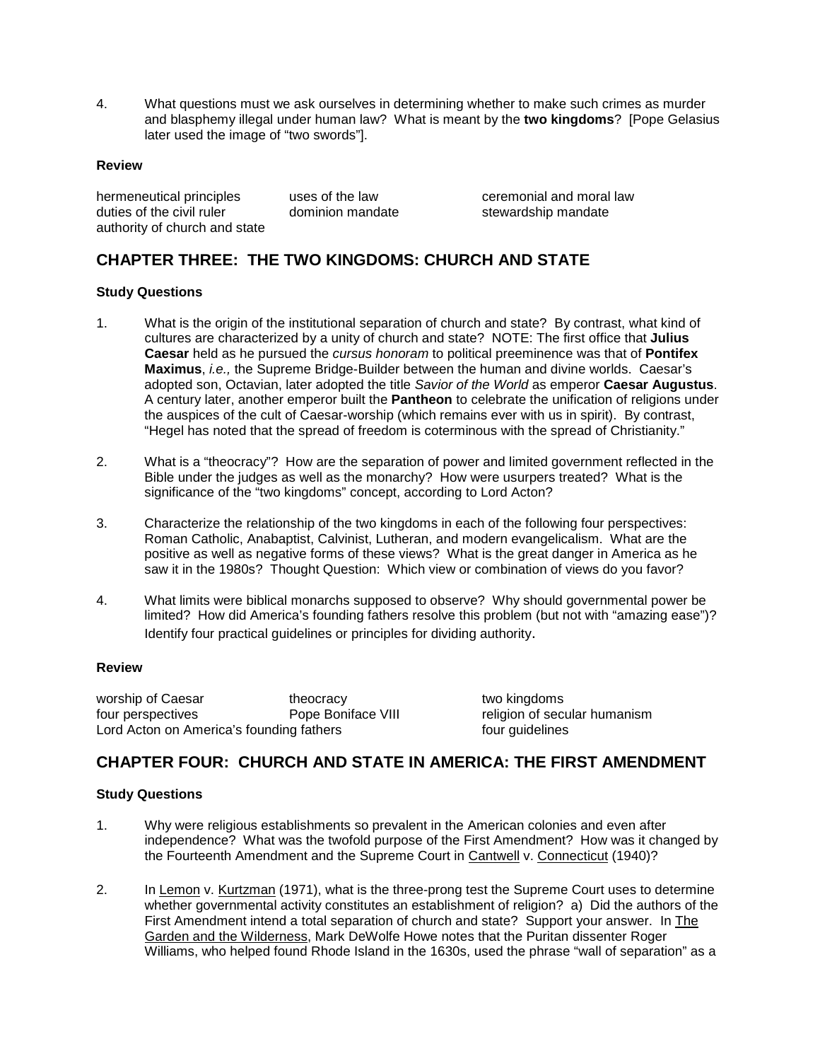4. What questions must we ask ourselves in determining whether to make such crimes as murder and blasphemy illegal under human law? What is meant by the **two kingdoms**? [Pope Gelasius later used the image of "two swords"].

**Review**

| | | |
|---|---|---|
| hermeneutical principles | uses of the law | ceremonial and moral law |
| duties of the civil ruler | dominion mandate | stewardship mandate |
| authority of church and state | | |

## CHAPTER THREE: THE TWO KINGDOMS: CHURCH AND STATE

**Study Questions**

1. What is the origin of the institutional separation of church and state? By contrast, what kind of cultures are characterized by a unity of church and state? NOTE: The first office that **Julius Caesar** held as he pursued the *cursus honoram* to political preeminence was that of **Pontifex Maximus**, *i.e.,* the Supreme Bridge-Builder between the human and divine worlds. Caesar's adopted son, Octavian, later adopted the title *Savior of the World* as emperor **Caesar Augustus**. A century later, another emperor built the **Pantheon** to celebrate the unification of religions under the auspices of the cult of Caesar-worship (which remains ever with us in spirit). By contrast, "Hegel has noted that the spread of freedom is coterminous with the spread of Christianity."

2. What is a "theocracy"? How are the separation of power and limited government reflected in the Bible under the judges as well as the monarchy? How were usurpers treated? What is the significance of the "two kingdoms" concept, according to Lord Acton?

3. Characterize the relationship of the two kingdoms in each of the following four perspectives: Roman Catholic, Anabaptist, Calvinist, Lutheran, and modern evangelicalism. What are the positive as well as negative forms of these views? What is the great danger in America as he saw it in the 1980s? Thought Question: Which view or combination of views do you favor?

4. What limits were biblical monarchs supposed to observe? Why should governmental power be limited? How did America's founding fathers resolve this problem (but not with "amazing ease")? Identify four practical guidelines or principles for dividing authority.

**Review**

| | | |
|---|---|---|
| worship of Caesar | theocracy | two kingdoms |
| four perspectives | Pope Boniface VIII | religion of secular humanism |
| Lord Acton on America's founding fathers | | four guidelines |

## CHAPTER FOUR: CHURCH AND STATE IN AMERICA: THE FIRST AMENDMENT

**Study Questions**

1. Why were religious establishments so prevalent in the American colonies and even after independence? What was the twofold purpose of the First Amendment? How was it changed by the Fourteenth Amendment and the Supreme Court in Cantwell v. Connecticut (1940)?

2. In Lemon v. Kurtzman (1971), what is the three-prong test the Supreme Court uses to determine whether governmental activity constitutes an establishment of religion? a) Did the authors of the First Amendment intend a total separation of church and state? Support your answer. In The Garden and the Wilderness, Mark DeWolfe Howe notes that the Puritan dissenter Roger Williams, who helped found Rhode Island in the 1630s, used the phrase "wall of separation" as a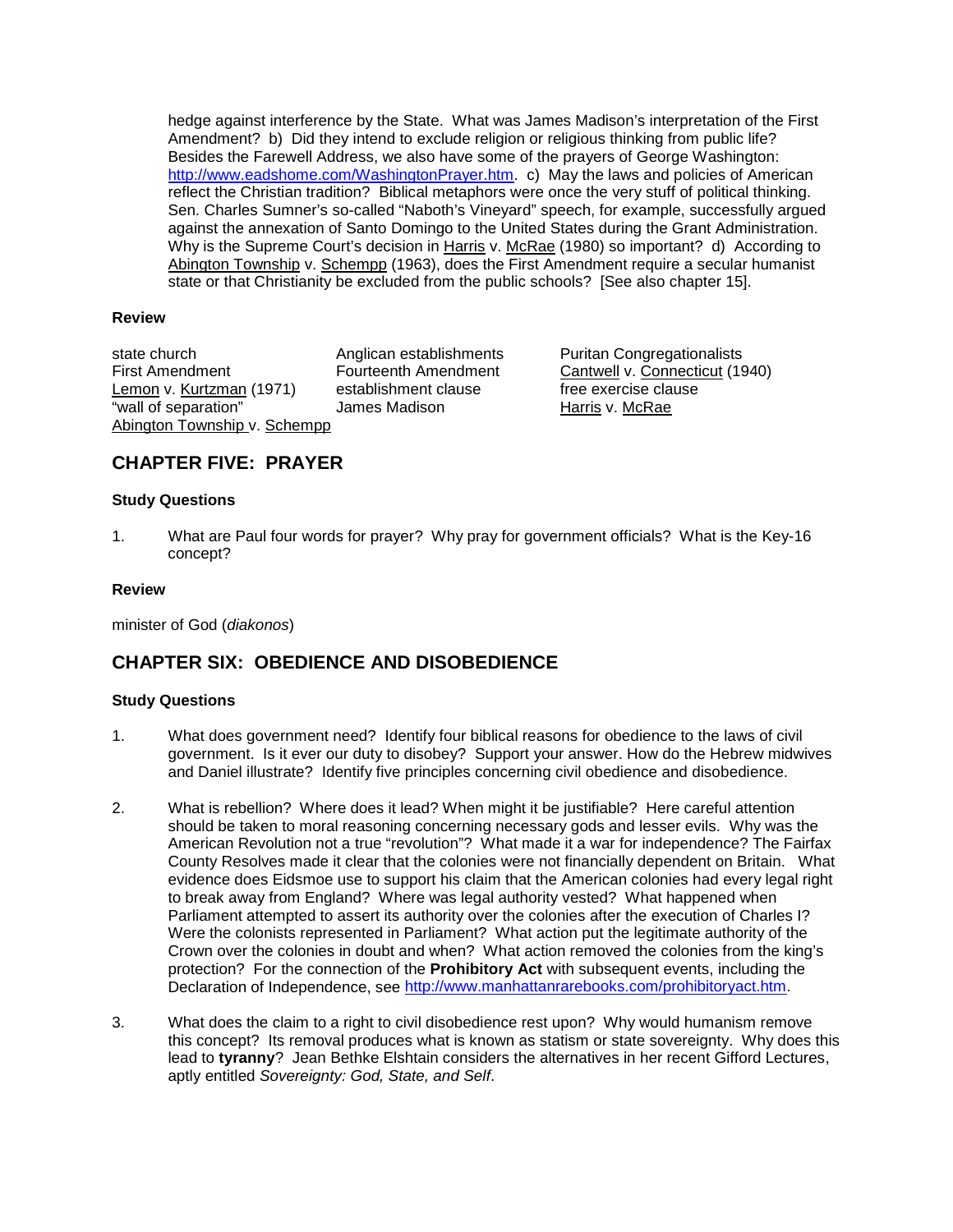hedge against interference by the State. What was James Madison's interpretation of the First Amendment? b) Did they intend to exclude religion or religious thinking from public life? Besides the Farewell Address, we also have some of the prayers of George Washington: [http://www.eadshome.com/WashingtonPrayer.htm](http://www.eadshome.com/WashingtonPrayer.htm). c) May the laws and policies of American reflect the Christian tradition? Biblical metaphors were once the very stuff of political thinking. Sen. Charles Sumner's so-called "Naboth's Vineyard" speech, for example, successfully argued against the annexation of Santo Domingo to the United States during the Grant Administration. Why is the Supreme Court's decision in Harris v. McRae (1980) so important? d) According to Abington Township v. Schempp (1963), does the First Amendment require a secular humanist state or that Christianity be excluded from the public schools? [See also chapter 15].

**Review**

state church
Anglican establishments
Puritan Congregationalists
First Amendment
Fourteenth Amendment
Cantwell v. Connecticut (1940)
Lemon v. Kurtzman (1971)
establishment clause
free exercise clause
"wall of separation"
James Madison
Harris v. McRae
Abington Township v. Schempp

## CHAPTER FIVE: PRAYER

**Study Questions**

1. What are Paul four words for prayer? Why pray for government officials? What is the Key-16 concept?

**Review**

minister of God (*diakonos*)

## CHAPTER SIX: OBEDIENCE AND DISOBEDIENCE

**Study Questions**

1. What does government need? Identify four biblical reasons for obedience to the laws of civil government. Is it ever our duty to disobey? Support your answer. How do the Hebrew midwives and Daniel illustrate? Identify five principles concerning civil obedience and disobedience.

2. What is rebellion? Where does it lead? When might it be justifiable? Here careful attention should be taken to moral reasoning concerning necessary gods and lesser evils. Why was the American Revolution not a true "revolution"? What made it a war for independence? The Fairfax County Resolves made it clear that the colonies were not financially dependent on Britain. What evidence does Eidsmoe use to support his claim that the American colonies had every legal right to break away from England? Where was legal authority vested? What happened when Parliament attempted to assert its authority over the colonies after the execution of Charles I? Were the colonists represented in Parliament? What action put the legitimate authority of the Crown over the colonies in doubt and when? What action removed the colonies from the king's protection? For the connection of the **Prohibitory Act** with subsequent events, including the Declaration of Independence, see [http://www.manhattanrarebooks.com/prohibitoryact.htm](http://www.manhattanrarebooks.com/prohibitoryact.htm).

3. What does the claim to a right to civil disobedience rest upon? Why would humanism remove this concept? Its removal produces what is known as statism or state sovereignty. Why does this lead to **tyranny**? Jean Bethke Elshtain considers the alternatives in her recent Gifford Lectures, aptly entitled *Sovereignty: God, State, and Self*.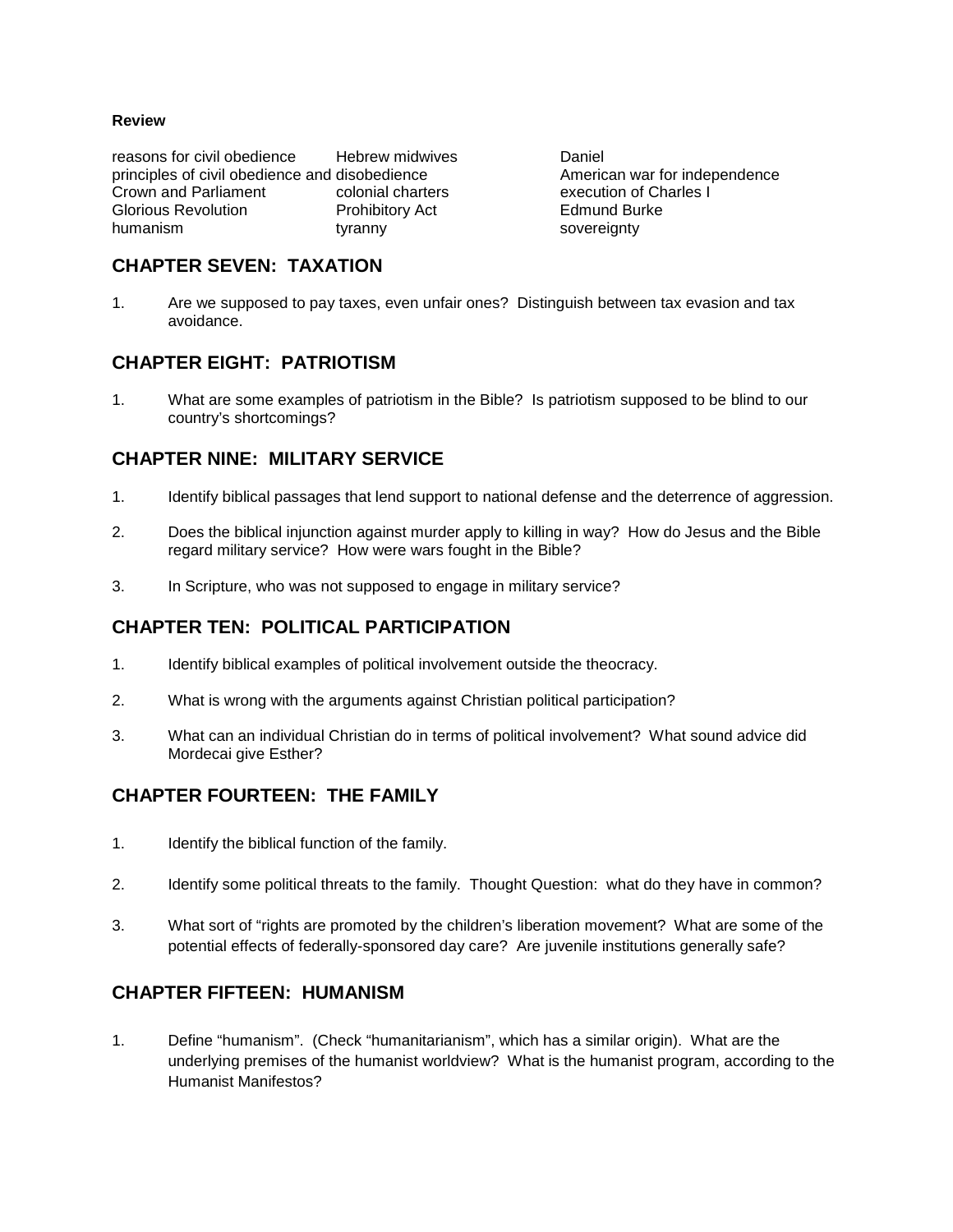**Review**

| | | |
|---|---|---|
| reasons for civil obedience | Hebrew midwives | Daniel |
| principles of civil obedience and disobedience | | American war for independence |
| Crown and Parliament | colonial charters | execution of Charles I |
| Glorious Revolution | Prohibitory Act | Edmund Burke |
| humanism | tyranny | sovereignty |

## CHAPTER SEVEN: TAXATION

1. Are we supposed to pay taxes, even unfair ones? Distinguish between tax evasion and tax avoidance.

## CHAPTER EIGHT: PATRIOTISM

1. What are some examples of patriotism in the Bible? Is patriotism supposed to be blind to our country's shortcomings?

## CHAPTER NINE: MILITARY SERVICE

1. Identify biblical passages that lend support to national defense and the deterrence of aggression.

2. Does the biblical injunction against murder apply to killing in way? How do Jesus and the Bible regard military service? How were wars fought in the Bible?

3. In Scripture, who was not supposed to engage in military service?

## CHAPTER TEN: POLITICAL PARTICIPATION

1. Identify biblical examples of political involvement outside the theocracy.

2. What is wrong with the arguments against Christian political participation?

3. What can an individual Christian do in terms of political involvement? What sound advice did Mordecai give Esther?

## CHAPTER FOURTEEN: THE FAMILY

1. Identify the biblical function of the family.

2. Identify some political threats to the family. Thought Question: what do they have in common?

3. What sort of "rights are promoted by the children's liberation movement? What are some of the potential effects of federally-sponsored day care? Are juvenile institutions generally safe?

## CHAPTER FIFTEEN: HUMANISM

1. Define "humanism". (Check "humanitarianism", which has a similar origin). What are the underlying premises of the humanist worldview? What is the humanist program, according to the Humanist Manifestos?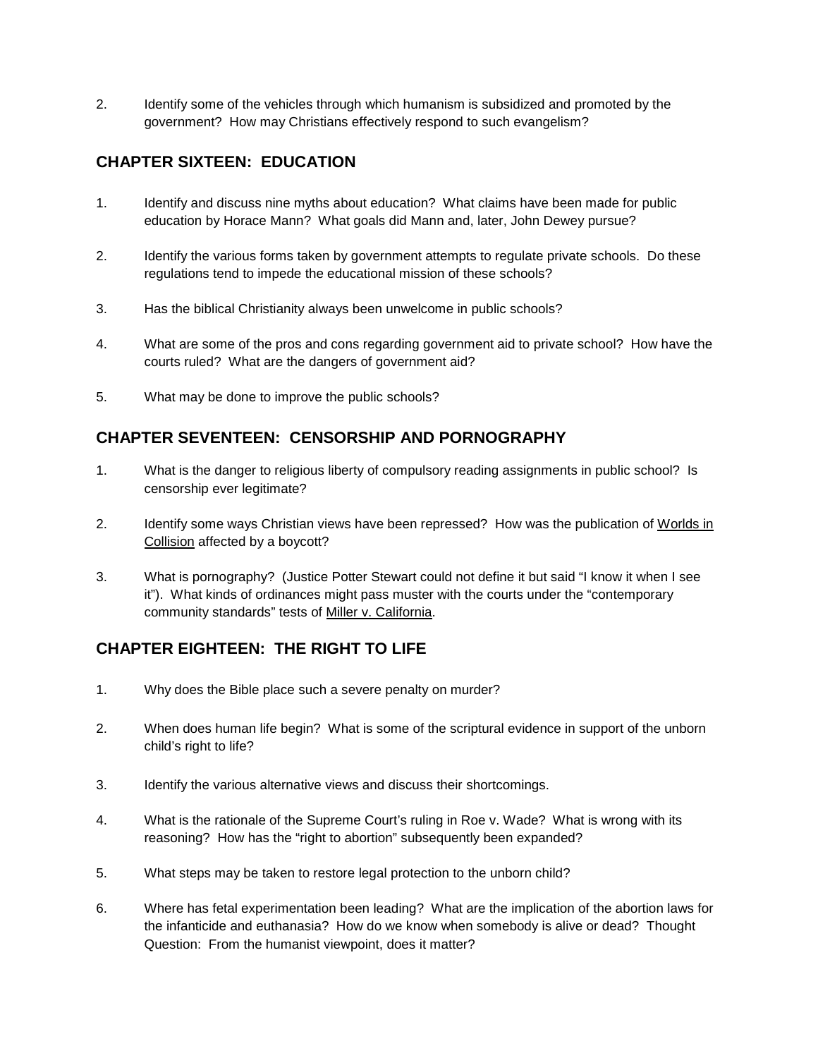2. Identify some of the vehicles through which humanism is subsidized and promoted by the government? How may Christians effectively respond to such evangelism?

## CHAPTER SIXTEEN: EDUCATION

1. Identify and discuss nine myths about education? What claims have been made for public education by Horace Mann? What goals did Mann and, later, John Dewey pursue?

2. Identify the various forms taken by government attempts to regulate private schools. Do these regulations tend to impede the educational mission of these schools?

3. Has the biblical Christianity always been unwelcome in public schools?

4. What are some of the pros and cons regarding government aid to private school? How have the courts ruled? What are the dangers of government aid?

5. What may be done to improve the public schools?

## CHAPTER SEVENTEEN: CENSORSHIP AND PORNOGRAPHY

1. What is the danger to religious liberty of compulsory reading assignments in public school? Is censorship ever legitimate?

2. Identify some ways Christian views have been repressed? How was the publication of Worlds in Collision affected by a boycott?

3. What is pornography? (Justice Potter Stewart could not define it but said "I know it when I see it"). What kinds of ordinances might pass muster with the courts under the "contemporary community standards" tests of Miller v. California.

## CHAPTER EIGHTEEN: THE RIGHT TO LIFE

1. Why does the Bible place such a severe penalty on murder?

2. When does human life begin? What is some of the scriptural evidence in support of the unborn child's right to life?

3. Identify the various alternative views and discuss their shortcomings.

4. What is the rationale of the Supreme Court's ruling in Roe v. Wade? What is wrong with its reasoning? How has the "right to abortion" subsequently been expanded?

5. What steps may be taken to restore legal protection to the unborn child?

6. Where has fetal experimentation been leading? What are the implication of the abortion laws for the infanticide and euthanasia? How do we know when somebody is alive or dead? Thought Question: From the humanist viewpoint, does it matter?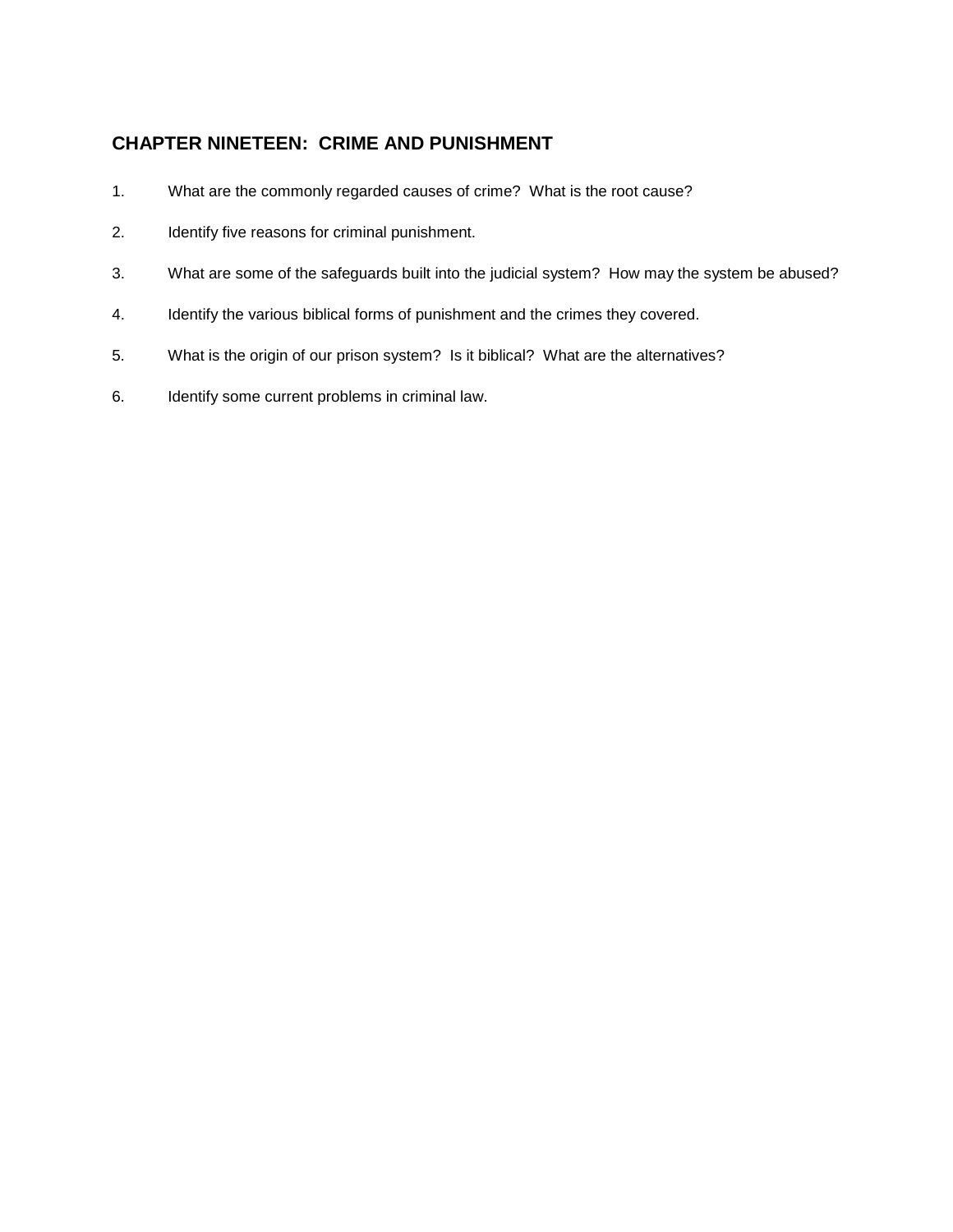## CHAPTER NINETEEN: CRIME AND PUNISHMENT

1. What are the commonly regarded causes of crime? What is the root cause?
2. Identify five reasons for criminal punishment.
3. What are some of the safeguards built into the judicial system? How may the system be abused?
4. Identify the various biblical forms of punishment and the crimes they covered.
5. What is the origin of our prison system? Is it biblical? What are the alternatives?
6. Identify some current problems in criminal law.